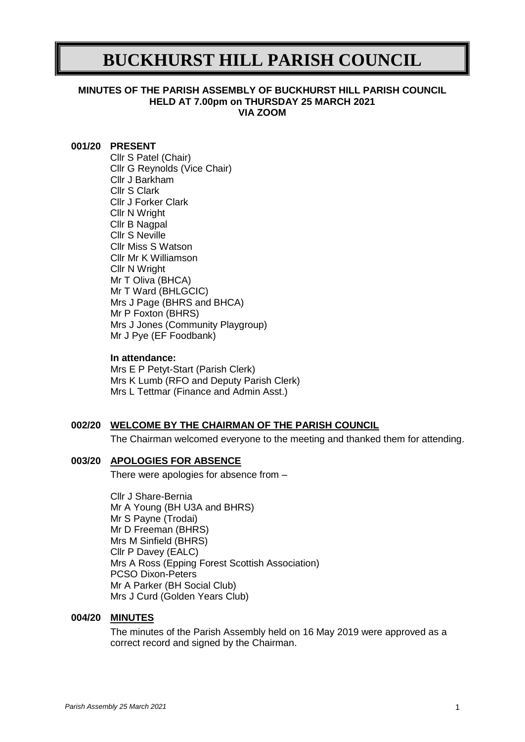# BUCKHURST HILL PARISH COUNCIL

**MINUTES OF THE PARISH ASSEMBLY OF BUCKHURST HILL PARISH COUNCIL HELD AT 7.00pm on THURSDAY 25 MARCH 2021 VIA ZOOM**

**001/20 PRESENT**

Cllr S Patel (Chair)
Cllr G Reynolds (Vice Chair)
Cllr J Barkham
Cllr S Clark
Cllr J Forker Clark
Cllr N Wright
Cllr B Nagpal
Cllr S Neville
Cllr Miss S Watson
Cllr Mr K Williamson
Cllr N Wright
Mr T Oliva (BHCA)
Mr T Ward (BHLGCIC)
Mrs J Page (BHRS and BHCA)
Mr P Foxton (BHRS)
Mrs J Jones (Community Playgroup)
Mr J Pye (EF Foodbank)

**In attendance:**

Mrs E P Petyt-Start (Parish Clerk)
Mrs K Lumb (RFO and Deputy Parish Clerk)
Mrs L Tettmar (Finance and Admin Asst.)

**002/20 WELCOME BY THE CHAIRMAN OF THE PARISH COUNCIL**

The Chairman welcomed everyone to the meeting and thanked them for attending.

**003/20 APOLOGIES FOR ABSENCE**

There were apologies for absence from –

Cllr J Share-Bernia
Mr A Young (BH U3A and BHRS)
Mr S Payne (Trodai)
Mr D Freeman (BHRS)
Mrs M Sinfield (BHRS)
Cllr P Davey (EALC)
Mrs A Ross (Epping Forest Scottish Association)
PCSO Dixon-Peters
Mr A Parker (BH Social Club)
Mrs J Curd (Golden Years Club)

**004/20 MINUTES**

The minutes of the Parish Assembly held on 16 May 2019 were approved as a correct record and signed by the Chairman.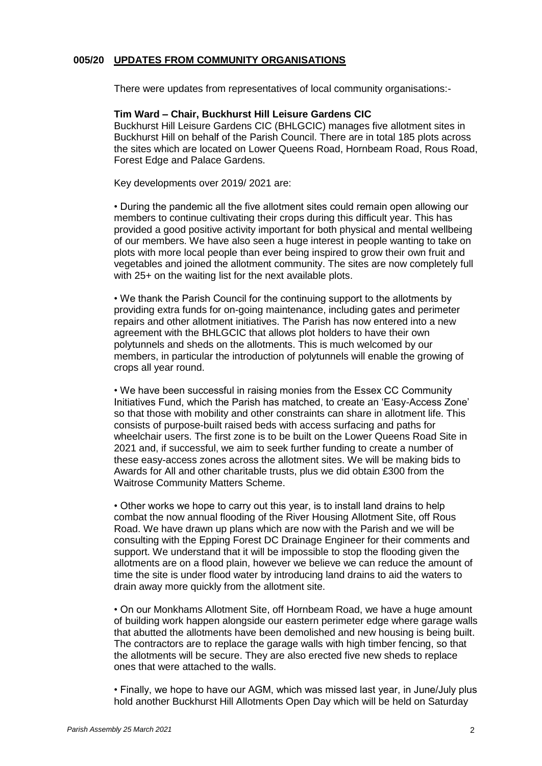## 005/20 UPDATES FROM COMMUNITY ORGANISATIONS

There were updates from representatives of local community organisations:-

**Tim Ward – Chair, Buckhurst Hill Leisure Gardens CIC**

Buckhurst Hill Leisure Gardens CIC (BHLGCIC) manages five allotment sites in Buckhurst Hill on behalf of the Parish Council. There are in total 185 plots across the sites which are located on Lower Queens Road, Hornbeam Road, Rous Road, Forest Edge and Palace Gardens.

Key developments over 2019/ 2021 are:

• During the pandemic all the five allotment sites could remain open allowing our members to continue cultivating their crops during this difficult year. This has provided a good positive activity important for both physical and mental wellbeing of our members. We have also seen a huge interest in people wanting to take on plots with more local people than ever being inspired to grow their own fruit and vegetables and joined the allotment community. The sites are now completely full with 25+ on the waiting list for the next available plots.

• We thank the Parish Council for the continuing support to the allotments by providing extra funds for on-going maintenance, including gates and perimeter repairs and other allotment initiatives. The Parish has now entered into a new agreement with the BHLGCIC that allows plot holders to have their own polytunnels and sheds on the allotments. This is much welcomed by our members, in particular the introduction of polytunnels will enable the growing of crops all year round.

• We have been successful in raising monies from the Essex CC Community Initiatives Fund, which the Parish has matched, to create an 'Easy-Access Zone' so that those with mobility and other constraints can share in allotment life. This consists of purpose-built raised beds with access surfacing and paths for wheelchair users. The first zone is to be built on the Lower Queens Road Site in 2021 and, if successful, we aim to seek further funding to create a number of these easy-access zones across the allotment sites. We will be making bids to Awards for All and other charitable trusts, plus we did obtain £300 from the Waitrose Community Matters Scheme.

• Other works we hope to carry out this year, is to install land drains to help combat the now annual flooding of the River Housing Allotment Site, off Rous Road. We have drawn up plans which are now with the Parish and we will be consulting with the Epping Forest DC Drainage Engineer for their comments and support. We understand that it will be impossible to stop the flooding given the allotments are on a flood plain, however we believe we can reduce the amount of time the site is under flood water by introducing land drains to aid the waters to drain away more quickly from the allotment site.

• On our Monkhams Allotment Site, off Hornbeam Road, we have a huge amount of building work happen alongside our eastern perimeter edge where garage walls that abutted the allotments have been demolished and new housing is being built. The contractors are to replace the garage walls with high timber fencing, so that the allotments will be secure. They are also erected five new sheds to replace ones that were attached to the walls.

• Finally, we hope to have our AGM, which was missed last year, in June/July plus hold another Buckhurst Hill Allotments Open Day which will be held on Saturday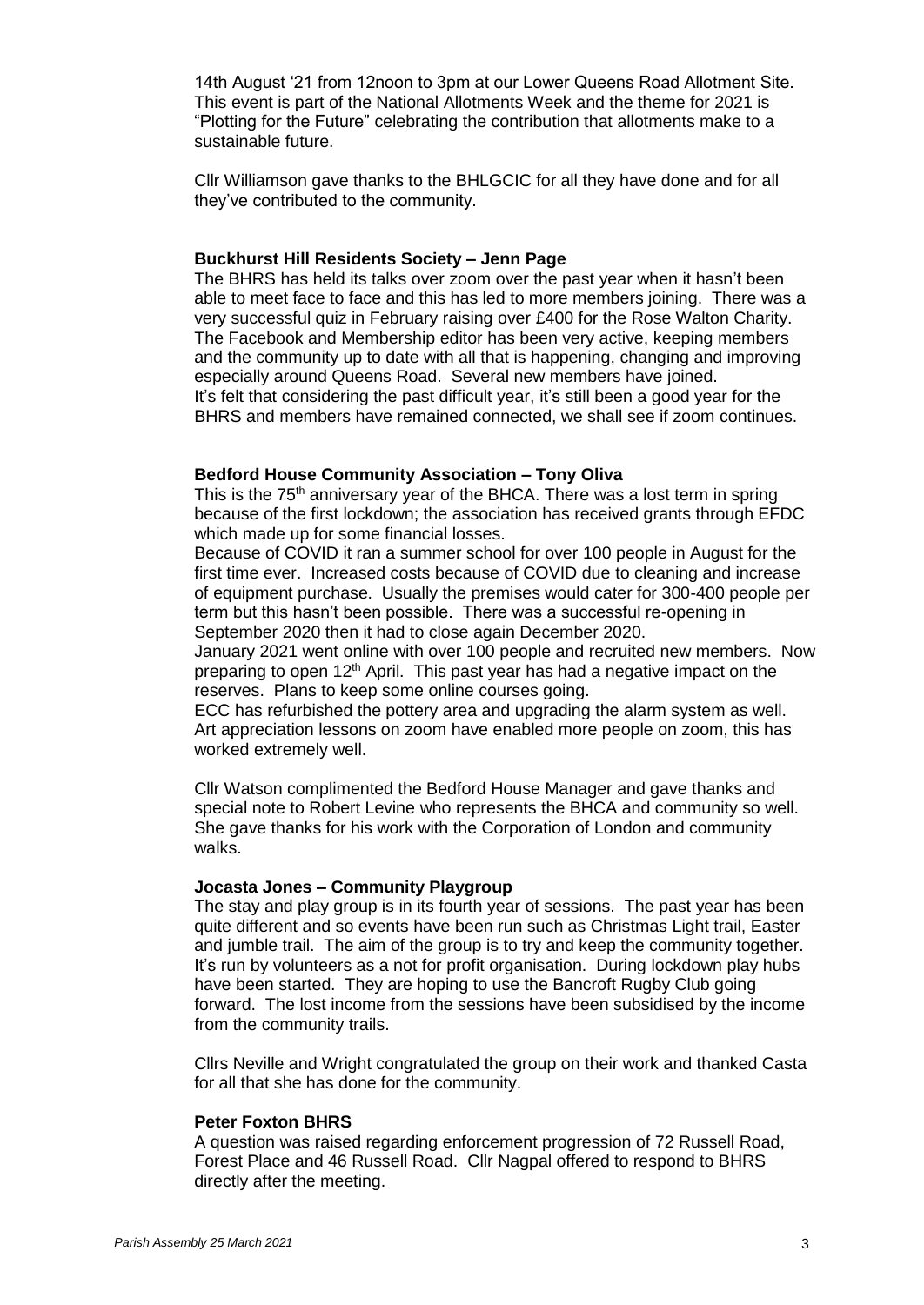14th August '21 from 12noon to 3pm at our Lower Queens Road Allotment Site. This event is part of the National Allotments Week and the theme for 2021 is "Plotting for the Future" celebrating the contribution that allotments make to a sustainable future.

Cllr Williamson gave thanks to the BHLGCIC for all they have done and for all they've contributed to the community.

**Buckhurst Hill Residents Society – Jenn Page**

The BHRS has held its talks over zoom over the past year when it hasn't been able to meet face to face and this has led to more members joining. There was a very successful quiz in February raising over £400 for the Rose Walton Charity. The Facebook and Membership editor has been very active, keeping members and the community up to date with all that is happening, changing and improving especially around Queens Road. Several new members have joined.
It's felt that considering the past difficult year, it's still been a good year for the BHRS and members have remained connected, we shall see if zoom continues.

**Bedford House Community Association – Tony Oliva**

This is the 75th anniversary year of the BHCA. There was a lost term in spring because of the first lockdown; the association has received grants through EFDC which made up for some financial losses.
Because of COVID it ran a summer school for over 100 people in August for the first time ever. Increased costs because of COVID due to cleaning and increase of equipment purchase. Usually the premises would cater for 300-400 people per term but this hasn't been possible. There was a successful re-opening in September 2020 then it had to close again December 2020.
January 2021 went online with over 100 people and recruited new members. Now preparing to open 12th April. This past year has had a negative impact on the reserves. Plans to keep some online courses going.
ECC has refurbished the pottery area and upgrading the alarm system as well. Art appreciation lessons on zoom have enabled more people on zoom, this has worked extremely well.

Cllr Watson complimented the Bedford House Manager and gave thanks and special note to Robert Levine who represents the BHCA and community so well. She gave thanks for his work with the Corporation of London and community walks.

**Jocasta Jones – Community Playgroup**

The stay and play group is in its fourth year of sessions. The past year has been quite different and so events have been run such as Christmas Light trail, Easter and jumble trail. The aim of the group is to try and keep the community together. It's run by volunteers as a not for profit organisation. During lockdown play hubs have been started. They are hoping to use the Bancroft Rugby Club going forward. The lost income from the sessions have been subsidised by the income from the community trails.

Cllrs Neville and Wright congratulated the group on their work and thanked Casta for all that she has done for the community.

**Peter Foxton BHRS**

A question was raised regarding enforcement progression of 72 Russell Road, Forest Place and 46 Russell Road. Cllr Nagpal offered to respond to BHRS directly after the meeting.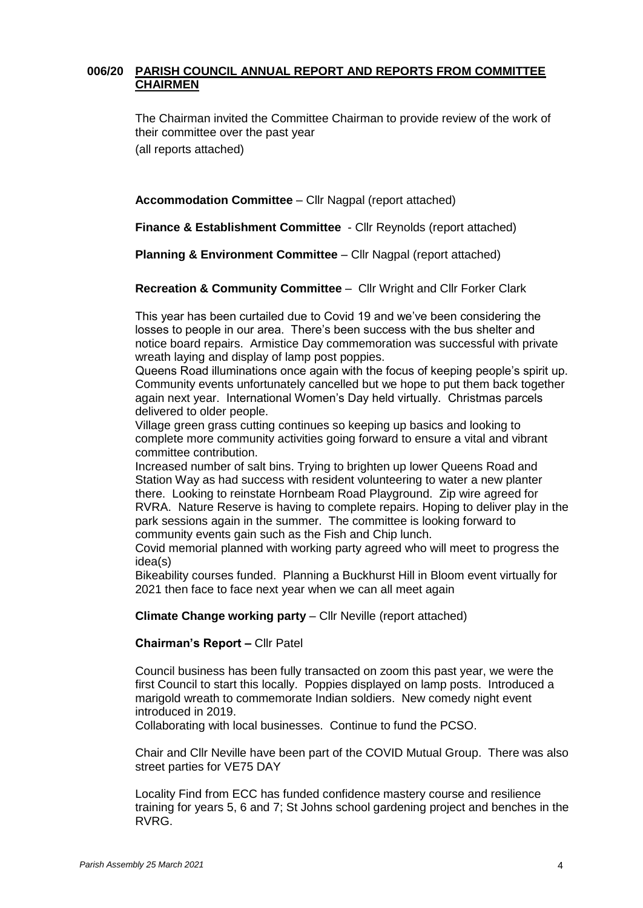## 006/20 PARISH COUNCIL ANNUAL REPORT AND REPORTS FROM COMMITTEE CHAIRMEN

The Chairman invited the Committee Chairman to provide review of the work of their committee over the past year

(all reports attached)

**Accommodation Committee** – Cllr Nagpal (report attached)

**Finance & Establishment Committee** - Cllr Reynolds (report attached)

**Planning & Environment Committee** – Cllr Nagpal (report attached)

**Recreation & Community Committee** – Cllr Wright and Cllr Forker Clark

This year has been curtailed due to Covid 19 and we've been considering the losses to people in our area. There's been success with the bus shelter and notice board repairs. Armistice Day commemoration was successful with private wreath laying and display of lamp post poppies.
Queens Road illuminations once again with the focus of keeping people's spirit up. Community events unfortunately cancelled but we hope to put them back together again next year. International Women's Day held virtually. Christmas parcels delivered to older people.
Village green grass cutting continues so keeping up basics and looking to complete more community activities going forward to ensure a vital and vibrant committee contribution.
Increased number of salt bins. Trying to brighten up lower Queens Road and Station Way as had success with resident volunteering to water a new planter there. Looking to reinstate Hornbeam Road Playground. Zip wire agreed for RVRA. Nature Reserve is having to complete repairs. Hoping to deliver play in the park sessions again in the summer. The committee is looking forward to community events gain such as the Fish and Chip lunch.
Covid memorial planned with working party agreed who will meet to progress the idea(s)
Bikeability courses funded. Planning a Buckhurst Hill in Bloom event virtually for 2021 then face to face next year when we can all meet again

**Climate Change working party** – Cllr Neville (report attached)

**Chairman's Report –** Cllr Patel

Council business has been fully transacted on zoom this past year, we were the first Council to start this locally. Poppies displayed on lamp posts. Introduced a marigold wreath to commemorate Indian soldiers. New comedy night event introduced in 2019.
Collaborating with local businesses. Continue to fund the PCSO.

Chair and Cllr Neville have been part of the COVID Mutual Group. There was also street parties for VE75 DAY

Locality Find from ECC has funded confidence mastery course and resilience training for years 5, 6 and 7; St Johns school gardening project and benches in the RVRG.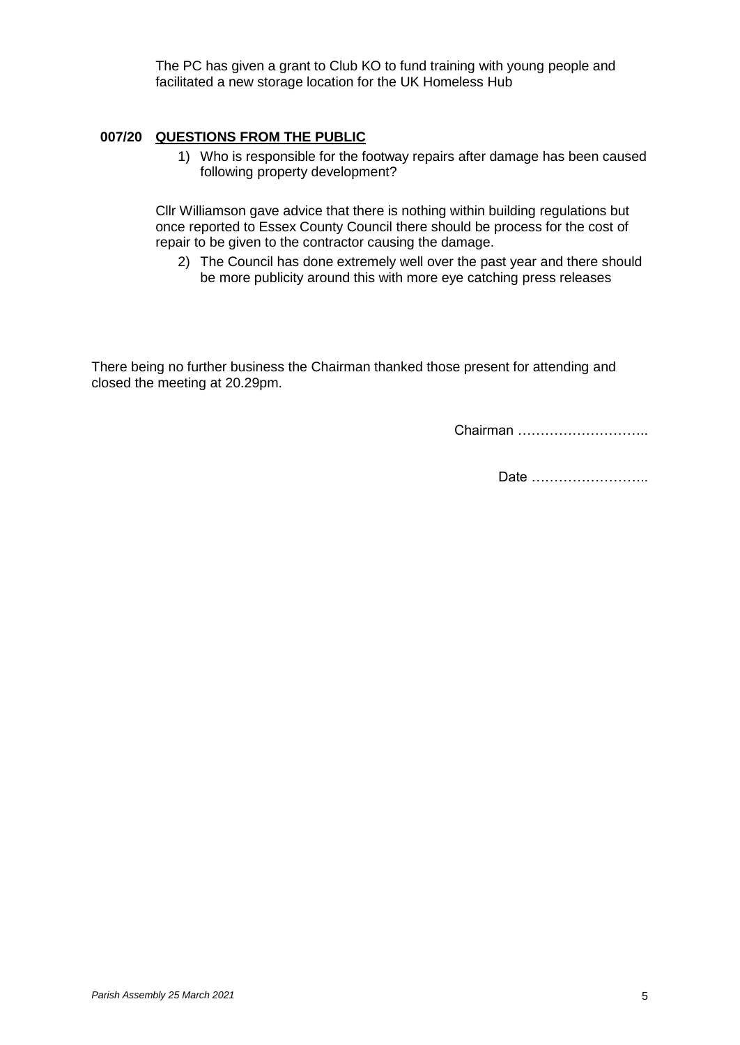The PC has given a grant to Club KO to fund training with young people and facilitated a new storage location for the UK Homeless Hub

**007/20 QUESTIONS FROM THE PUBLIC**

1) Who is responsible for the footway repairs after damage has been caused following property development?

Cllr Williamson gave advice that there is nothing within building regulations but once reported to Essex County Council there should be process for the cost of repair to be given to the contractor causing the damage.

2) The Council has done extremely well over the past year and there should be more publicity around this with more eye catching press releases

There being no further business the Chairman thanked those present for attending and closed the meeting at 20.29pm.

Chairman ………………………..

Date ……………………..